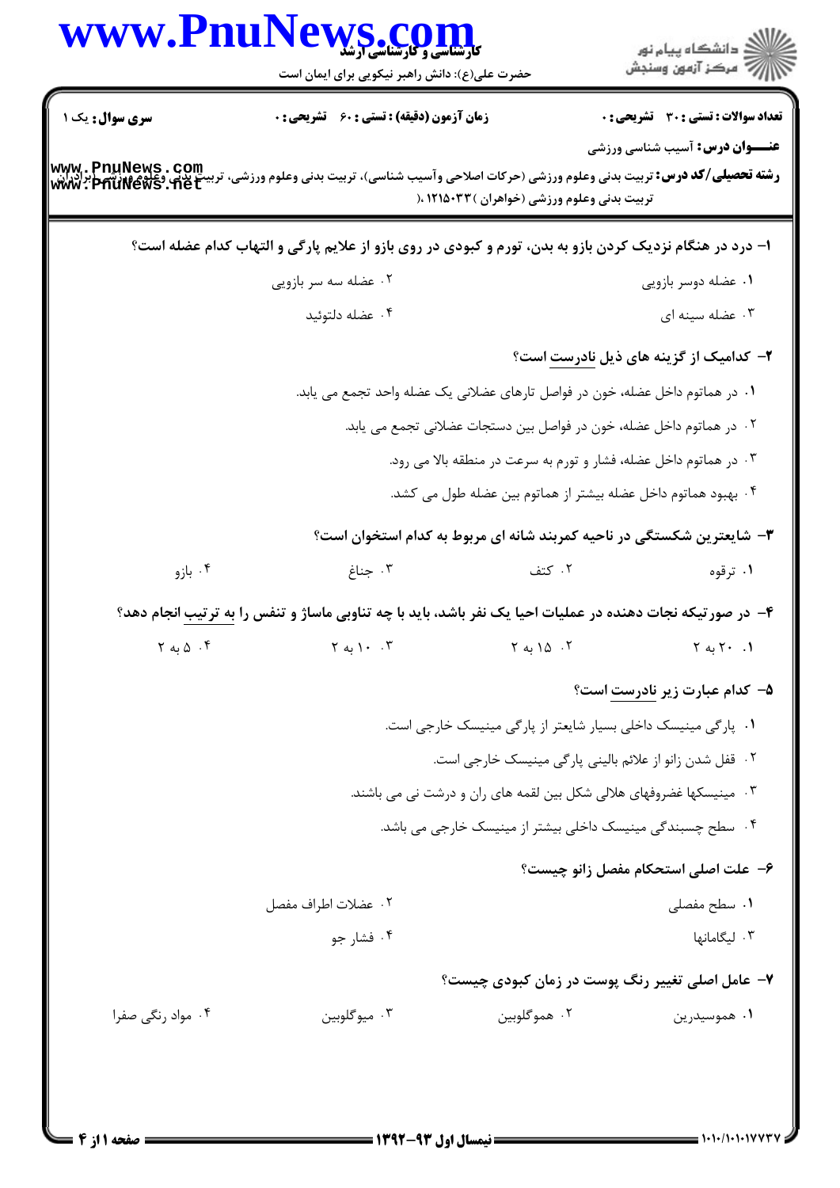**سری سوال:** یک ۱

**زمان آزمون (دقیقه) : تستی : ۶۰ تشریحی : ۰**

**تعداد سوالات : تستی : ۳۰ تشریحی : ۰**

**عنـــوان درس:** آسیب شناسی ورزشی

**رشته تحصیلی/کد درس:** تربیت بدنی وعلوم ورزشی (حرکات اصلاحی وآسیب شناسی)، تربیت بدنی وعلوم ورزشی، تربیت بدنی وعلوم ورزشی (برادران)، تربیت بدنی وعلوم ورزشی (خواهران) ۱۲۱۵۰۳۳ (

۱- درد در هنگام نزدیک کردن بازو به بدن، تورم و کبودی در روی بازو از علایم پارگی و التهاب کدام عضله است؟

۱. عضله دوسر بازویی
۲. عضله سه سر بازویی
۳. عضله سینه ای
۴. عضله دلتوئید

۲- کدامیک از گزینه های ذیل نادرست است؟

۱. در هماتوم داخل عضله، خون در فواصل تارهای عضلانی یک عضله واحد تجمع می یابد.
۲. در هماتوم داخل عضله، خون در فواصل بین دستجات عضلانی تجمع می یابد.
۳. در هماتوم داخل عضله، فشار و تورم به سرعت در منطقه بالا می رود.
۴. بهبود هماتوم داخل عضله بیشتر از هماتوم بین عضله طول می کشد.

۳- شایعترین شکستگی در ناحیه کمربند شانه ای مربوط به کدام استخوان است؟

۱. ترقوه
۲. کتف
۳. جناغ
۴. بازو

۴- در صورتیکه نجات دهنده در عملیات احیا یک نفر باشد، باید با چه تناوبی ماساژ و تنفس را به ترتیب انجام دهد؟

۱. ۲۰ به ۲
۲. ۱۵ به ۲
۳. ۱۰ به ۲
۴. ۵ به ۲

۵- کدام عبارت زیر نادرست است؟

۱. پارگی مینیسک داخلی بسیار شایعتر از پارگی مینیسک خارجی است.
۲. قفل شدن زانو از علائم بالینی پارگی مینیسک خارجی است.
۳. مینیسکها غضروفهای هلالی شکل بین لقمه های ران و درشت نی می باشند.
۴. سطح چسبندگی مینیسک داخلی بیشتر از مینیسک خارجی می باشد.

۶- علت اصلی استحکام مفصل زانو چیست؟

۱. سطح مفصلی
۲. عضلات اطراف مفصل
۳. لیگامانها
۴. فشار جو

۷- عامل اصلی تغییر رنگ پوست در زمان کبودی چیست؟

۱. هموسیدرین
۲. هموگلوبین
۳. میوگلوبین
۴. مواد رنگی صفرا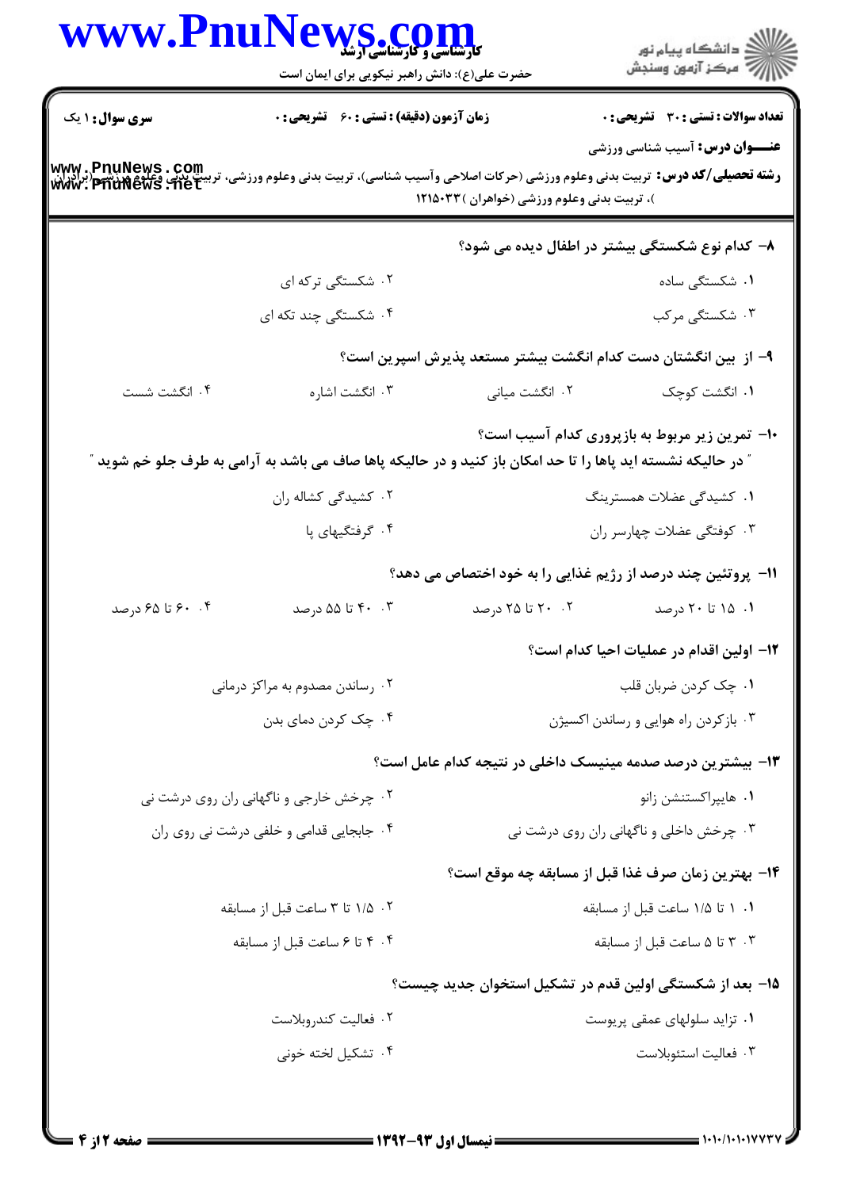**تعداد سوالات : تستی : ۳۰ تشریحی : ۰** | **زمان آزمون (دقیقه) : تستی : ۶۰ تشریحی : ۰** | **سری سوال : ۱ یک**

**عنـــوان درس:** آسیب شناسی ورزشی

**رشته تحصیلی/کد درس:** تربیت بدنی وعلوم ورزشی (حرکات اصلاحی وآسیب شناسی)، تربیت بدنی وعلوم ورزشی، تربیت بدنی وعلوم ورزشی (برادران)، تربیت بدنی وعلوم ورزشی (خواهران )۱۲۱۵۰۳۳

**۸- کدام نوع شکستگی بیشتر در اطفال دیده می شود؟**

۱. شکستگی ساده
۲. شکستگی ترکه ای
۳. شکستگی مرکب
۴. شکستگی چند تکه ای

**۹- از بین انگشتان دست کدام انگشت بیشتر مستعد پذیرش اسپرین است؟**

۱. انگشت کوچک
۲. انگشت میانی
۳. انگشت اشاره
۴. انگشت شست

**۱۰- تمرین زیر مربوط به بازپروری کدام آسیب است؟**

" در حالیکه نشسته اید پاها را تا حد امکان باز کنید و در حالیکه پاها صاف می باشد به آرامی به طرف جلو خم شوید "

۱. کشیدگی عضلات همسترینگ
۲. کشیدگی کشاله ران
۳. کوفتگی عضلات چهارسر ران
۴. گرفتگیهای پا

**۱۱- پروتئین چند درصد از رژیم غذایی را به خود اختصاص می دهد؟**

۱. ۱۵ تا ۲۰ درصد
۲. ۲۰ تا ۲۵ درصد
۳. ۴۰ تا ۵۵ درصد
۴. ۶۰ تا ۶۵ درصد

**۱۲- اولین اقدام در عملیات احیا کدام است؟**

۱. چک کردن ضربان قلب
۲. رساندن مصدوم به مراکز درمانی
۳. بازکردن راه هوایی و رساندن اکسیژن
۴. چک کردن دمای بدن

**۱۳- بیشترین درصد صدمه مینیسک داخلی در نتیجه کدام عامل است؟**

۱. هایپراکستنشن زانو
۲. چرخش خارجی و ناگهانی ران روی درشت نی
۳. چرخش داخلی و ناگهانی ران روی درشت نی
۴. جابجایی قدامی و خلفی درشت نی روی ران

**۱۴- بهترین زمان صرف غذا قبل از مسابقه چه موقع است؟**

۱. ۱ تا ۱/۵ ساعت قبل از مسابقه
۲. ۱/۵ تا ۳ ساعت قبل از مسابقه
۳. ۳ تا ۵ ساعت قبل از مسابقه
۴. ۴ تا ۶ ساعت قبل از مسابقه

**۱۵- بعد از شکستگی اولین قدم در تشکیل استخوان جدید چیست؟**

۱. تزاید سلولهای عمقی پریوست
۲. فعالیت کندروبلاست
۳. فعالیت استئوبلاست
۴. تشکیل لخته خونی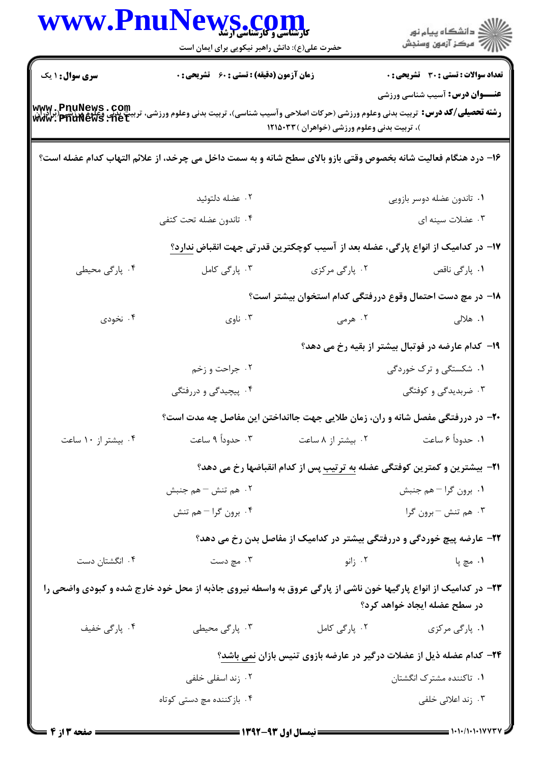**سری سوال:** ۱ یک

**زمان آزمون (دقیقه) : تستی :** ۶۰ **تشریحی :** ۰

**تعداد سوالات : تستی :** ۳۰ **تشریحی :** ۰

**عنـــوان درس:** آسیب شناسی ورزشی

**رشته تحصیلی/کد درس:** تربیت بدنی وعلوم ورزشی (حرکات اصلاحی وآسیب شناسی)، تربیت بدنی وعلوم ورزشی، تربیت بدنی وعلوم ورزشی (برادران)، تربیت بدنی وعلوم ورزشی (خواهران )۱۲۱۵۰۳۳

۱۶- درد هنگام فعالیت شانه بخصوص وقتی بازو بالای سطح شانه و به سمت داخل می چرخد، از علائم التهاب کدام عضله است؟

۱. تاندون عضله دوسر بازویی
۲. عضله دلتوئید
۳. عضلات سینه ای
۴. تاندون عضله تحت کتفی

۱۷- در کدامیک از انواع پارگی، عضله بعد از آسیب کوچکترین قدرتی جهت انقباض ندارد؟

۱. پارگی ناقص
۲. پارگی مرکزی
۳. پارگی کامل
۴. پارگی محیطی

۱۸- در مچ دست احتمال وقوع دررفتگی کدام استخوان بیشتر است؟

۱. هلالی
۲. هرمی
۳. ناوی
۴. نخودی

۱۹- کدام عارضه در فوتبال بیشتر از بقیه رخ می دهد؟

۱. شکستگی و ترک خوردگی
۲. جراحت و زخم
۳. ضربدیدگی و کوفتگی
۴. پیچیدگی و دررفتگی

۲۰- در دررفتگی مفصل شانه و ران، زمان طلایی جهت جاانداختن این مفاصل چه مدت است؟

۱. حدوداً ۶ ساعت
۲. بیشتر از ۸ ساعت
۳. حدوداً ۹ ساعت
۴. بیشتر از ۱۰ ساعت

۲۱- بیشترین و کمترین کوفتگی عضله به ترتیب پس از کدام انقباضها رخ می دهد؟

۱. برون گرا – هم جنبش
۲. هم تنش – هم جنبش
۳. هم تنش – برون گرا
۴. برون گرا – هم تنش

۲۲- عارضه پیچ خوردگی و دررفتگی بیشتر در کدامیک از مفاصل بدن رخ می دهد؟

۱. مچ پا
۲. زانو
۳. مچ دست
۴. انگشتان دست

۲۳- در کدامیک از انواع پارگیها خون ناشی از پارگی عروق به واسطه نیروی جاذبه از محل خود خارج شده و کبودی واضحی را در سطح عضله ایجاد خواهد کرد؟

۱. پارگی مرکزی
۲. پارگی کامل
۳. پارگی محیطی
۴. پارگی خفیف

۲۴- کدام عضله ذیل از عضلات درگیر در عارضه بازوی تنیس بازان نمی باشد؟

۱. تاکننده مشترک انگشتان
۲. زند اسفلی خلفی
۳. زند اعلائی خلفی
۴. بازکننده مچ دستی کوتاه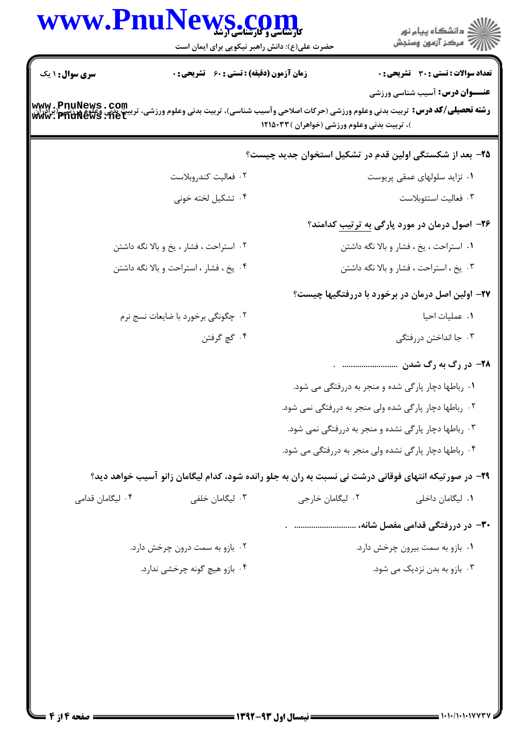۲۵- بعد از شکستگی اولین قدم در تشکیل استخوان جدید چیست؟

۱. تزاید سلولهای عمقی پریوست

۲. فعالیت کندروبلاست

۳. فعالیت استئوبلاست

۴. تشکیل لخته خونی

۲۶- اصول درمان در مورد پارگی به ترتیب کدامند؟

۱. استراحت ، یخ ، فشار و بالا نگه داشتن

۲. استراحت ، فشار ، یخ و بالا نگه داشتن

۳. یخ ، استراحت ، فشار و بالا نگه داشتن

۴. یخ ، فشار ، استراحت و بالا نگه داشتن

۲۷- اولین اصل درمان در برخورد با دررفتگیها چیست؟

۱. عملیات احیا

۲. چگونگی برخورد با ضایعات نسج نرم

۳. جا انداختن دررفتگی

۴. گچ گرفتن

۲۸- در رگ به رگ شدن ........................ .

۱. رباطها دچار پارگی شده و منجر به دررفتگی می شود.

۲. رباطها دچار پارگی شده ولی منجر به دررفتگی نمی شود.

۳. رباطها دچار پارگی نشده و منجر به دررفتگی نمی شود.

۴. رباطها دچار پارگی نشده ولی منجر به دررفتگی می شود.

۲۹- در صورتیکه انتهای فوقانی درشت نی نسبت به ران به جلو رانده شود، کدام لیگامان زانو آسیب خواهد دید؟

۱. لیگامان داخلی

۲. لیگامان خارجی

۳. لیگامان خلفی

۴. لیگامان قدامی

۳۰- در دررفتگی قدامی مفصل شانه، ............................ .

۱. بازو به سمت بیرون چرخش دارد.

۲. بازو به سمت درون چرخش دارد.

۳. بازو به بدن نزدیک می شود.

۴. بازو هیچ گونه چرخشی ندارد.